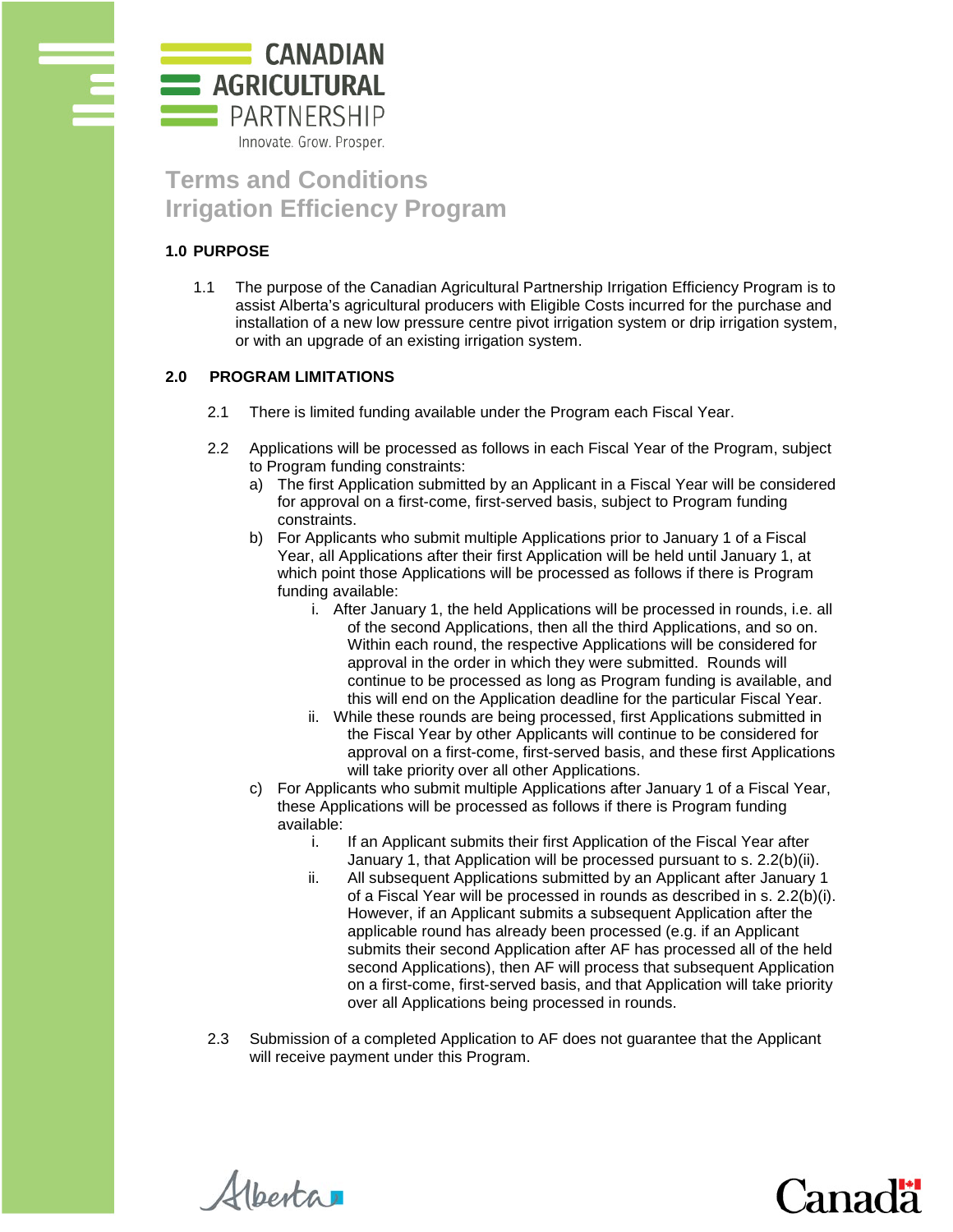CANADIAN AGRICULTURAL PARTNERSHIP

Innovate. Grow. Prosper.

# Terms and Conditions
# Irrigation Efficiency Program

## 1.0 PURPOSE

1.1 The purpose of the Canadian Agricultural Partnership Irrigation Efficiency Program is to assist Alberta's agricultural producers with Eligible Costs incurred for the purchase and installation of a new low pressure centre pivot irrigation system or drip irrigation system, or with an upgrade of an existing irrigation system.

## 2.0 PROGRAM LIMITATIONS

2.1 There is limited funding available under the Program each Fiscal Year.

2.2 Applications will be processed as follows in each Fiscal Year of the Program, subject to Program funding constraints:

a) The first Application submitted by an Applicant in a Fiscal Year will be considered for approval on a first-come, first-served basis, subject to Program funding constraints.

b) For Applicants who submit multiple Applications prior to January 1 of a Fiscal Year, all Applications after their first Application will be held until January 1, at which point those Applications will be processed as follows if there is Program funding available:

   i. After January 1, the held Applications will be processed in rounds, i.e. all of the second Applications, then all the third Applications, and so on. Within each round, the respective Applications will be considered for approval in the order in which they were submitted. Rounds will continue to be processed as long as Program funding is available, and this will end on the Application deadline for the particular Fiscal Year.

   ii. While these rounds are being processed, first Applications submitted in the Fiscal Year by other Applicants will continue to be considered for approval on a first-come, first-served basis, and these first Applications will take priority over all other Applications.

c) For Applicants who submit multiple Applications after January 1 of a Fiscal Year, these Applications will be processed as follows if there is Program funding available:

   i. If an Applicant submits their first Application of the Fiscal Year after January 1, that Application will be processed pursuant to s. 2.2(b)(ii).

   ii. All subsequent Applications submitted by an Applicant after January 1 of a Fiscal Year will be processed in rounds as described in s. 2.2(b)(i). However, if an Applicant submits a subsequent Application after the applicable round has already been processed (e.g. if an Applicant submits their second Application after AF has processed all of the held second Applications), then AF will process that subsequent Application on a first-come, first-served basis, and that Application will take priority over all Applications being processed in rounds.

2.3 Submission of a completed Application to AF does not guarantee that the Applicant will receive payment under this Program.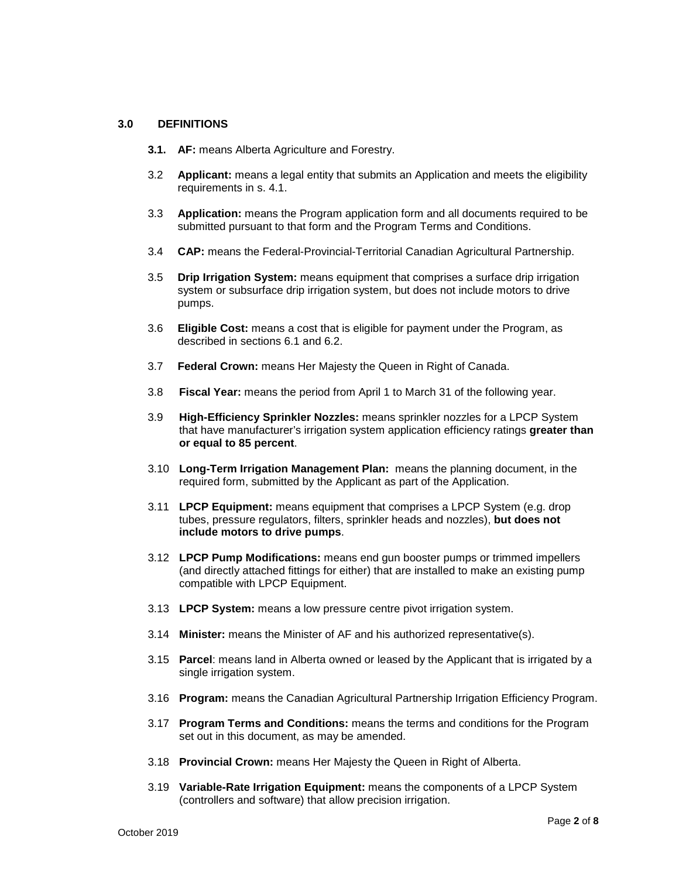## 3.0 DEFINITIONS

**3.1. AF:** means Alberta Agriculture and Forestry.

3.2 **Applicant:** means a legal entity that submits an Application and meets the eligibility requirements in s. 4.1.

3.3 **Application:** means the Program application form and all documents required to be submitted pursuant to that form and the Program Terms and Conditions.

3.4 **CAP:** means the Federal-Provincial-Territorial Canadian Agricultural Partnership.

3.5 **Drip Irrigation System:** means equipment that comprises a surface drip irrigation system or subsurface drip irrigation system, but does not include motors to drive pumps.

3.6 **Eligible Cost:** means a cost that is eligible for payment under the Program, as described in sections 6.1 and 6.2.

3.7 **Federal Crown:** means Her Majesty the Queen in Right of Canada.

3.8 **Fiscal Year:** means the period from April 1 to March 31 of the following year.

3.9 **High-Efficiency Sprinkler Nozzles:** means sprinkler nozzles for a LPCP System that have manufacturer's irrigation system application efficiency ratings **greater than or equal to 85 percent**.

3.10 **Long-Term Irrigation Management Plan:** means the planning document, in the required form, submitted by the Applicant as part of the Application.

3.11 **LPCP Equipment:** means equipment that comprises a LPCP System (e.g. drop tubes, pressure regulators, filters, sprinkler heads and nozzles), **but does not include motors to drive pumps**.

3.12 **LPCP Pump Modifications:** means end gun booster pumps or trimmed impellers (and directly attached fittings for either) that are installed to make an existing pump compatible with LPCP Equipment.

3.13 **LPCP System:** means a low pressure centre pivot irrigation system.

3.14 **Minister:** means the Minister of AF and his authorized representative(s).

3.15 **Parcel**: means land in Alberta owned or leased by the Applicant that is irrigated by a single irrigation system.

3.16 **Program:** means the Canadian Agricultural Partnership Irrigation Efficiency Program.

3.17 **Program Terms and Conditions:** means the terms and conditions for the Program set out in this document, as may be amended.

3.18 **Provincial Crown:** means Her Majesty the Queen in Right of Alberta.

3.19 **Variable-Rate Irrigation Equipment:** means the components of a LPCP System (controllers and software) that allow precision irrigation.

October 2019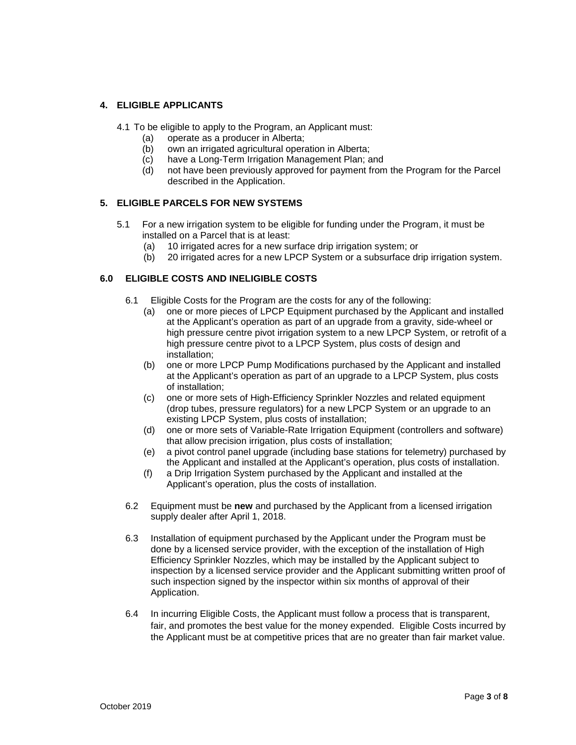## 4. ELIGIBLE APPLICANTS

4.1 To be eligible to apply to the Program, an Applicant must:

(a) operate as a producer in Alberta;
(b) own an irrigated agricultural operation in Alberta;
(c) have a Long-Term Irrigation Management Plan; and
(d) not have been previously approved for payment from the Program for the Parcel described in the Application.

## 5. ELIGIBLE PARCELS FOR NEW SYSTEMS

5.1 For a new irrigation system to be eligible for funding under the Program, it must be installed on a Parcel that is at least:

(a) 10 irrigated acres for a new surface drip irrigation system; or
(b) 20 irrigated acres for a new LPCP System or a subsurface drip irrigation system.

## 6.0 ELIGIBLE COSTS AND INELIGIBLE COSTS

6.1 Eligible Costs for the Program are the costs for any of the following:

(a) one or more pieces of LPCP Equipment purchased by the Applicant and installed at the Applicant's operation as part of an upgrade from a gravity, side-wheel or high pressure centre pivot irrigation system to a new LPCP System, or retrofit of a high pressure centre pivot to a LPCP System, plus costs of design and installation;
(b) one or more LPCP Pump Modifications purchased by the Applicant and installed at the Applicant's operation as part of an upgrade to a LPCP System, plus costs of installation;
(c) one or more sets of High-Efficiency Sprinkler Nozzles and related equipment (drop tubes, pressure regulators) for a new LPCP System or an upgrade to an existing LPCP System, plus costs of installation;
(d) one or more sets of Variable-Rate Irrigation Equipment (controllers and software) that allow precision irrigation, plus costs of installation;
(e) a pivot control panel upgrade (including base stations for telemetry) purchased by the Applicant and installed at the Applicant's operation, plus costs of installation.
(f) a Drip Irrigation System purchased by the Applicant and installed at the Applicant's operation, plus the costs of installation.

6.2 Equipment must be **new** and purchased by the Applicant from a licensed irrigation supply dealer after April 1, 2018.

6.3 Installation of equipment purchased by the Applicant under the Program must be done by a licensed service provider, with the exception of the installation of High Efficiency Sprinkler Nozzles, which may be installed by the Applicant subject to inspection by a licensed service provider and the Applicant submitting written proof of such inspection signed by the inspector within six months of approval of their Application.

6.4 In incurring Eligible Costs, the Applicant must follow a process that is transparent, fair, and promotes the best value for the money expended. Eligible Costs incurred by the Applicant must be at competitive prices that are no greater than fair market value.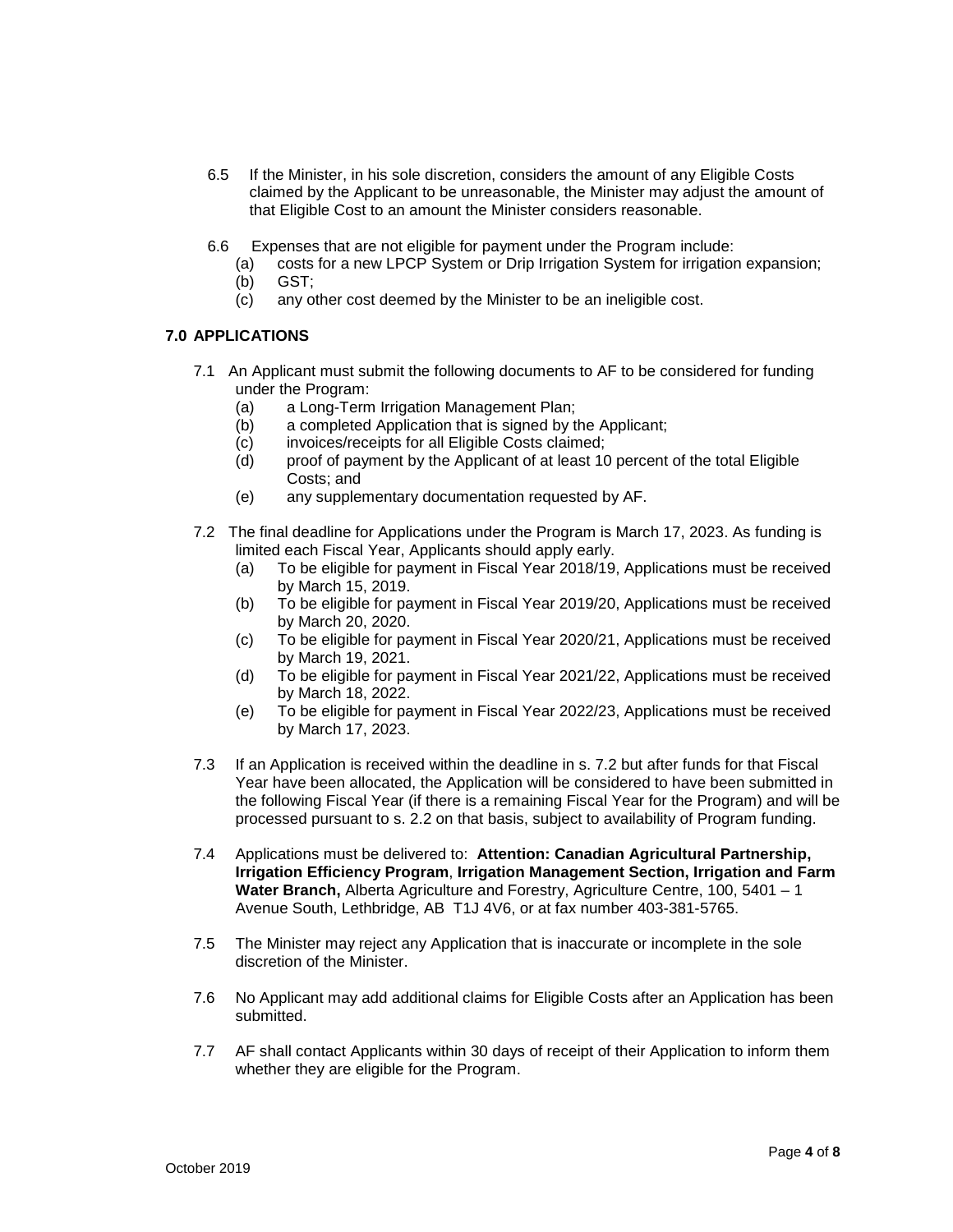6.5 If the Minister, in his sole discretion, considers the amount of any Eligible Costs claimed by the Applicant to be unreasonable, the Minister may adjust the amount of that Eligible Cost to an amount the Minister considers reasonable.

6.6 Expenses that are not eligible for payment under the Program include:

(a) costs for a new LPCP System or Drip Irrigation System for irrigation expansion;
(b) GST;
(c) any other cost deemed by the Minister to be an ineligible cost.

## 7.0 APPLICATIONS

7.1 An Applicant must submit the following documents to AF to be considered for funding under the Program:

(a) a Long-Term Irrigation Management Plan;
(b) a completed Application that is signed by the Applicant;
(c) invoices/receipts for all Eligible Costs claimed;
(d) proof of payment by the Applicant of at least 10 percent of the total Eligible Costs; and
(e) any supplementary documentation requested by AF.

7.2 The final deadline for Applications under the Program is March 17, 2023. As funding is limited each Fiscal Year, Applicants should apply early.

(a) To be eligible for payment in Fiscal Year 2018/19, Applications must be received by March 15, 2019.
(b) To be eligible for payment in Fiscal Year 2019/20, Applications must be received by March 20, 2020.
(c) To be eligible for payment in Fiscal Year 2020/21, Applications must be received by March 19, 2021.
(d) To be eligible for payment in Fiscal Year 2021/22, Applications must be received by March 18, 2022.
(e) To be eligible for payment in Fiscal Year 2022/23, Applications must be received by March 17, 2023.

7.3 If an Application is received within the deadline in s. 7.2 but after funds for that Fiscal Year have been allocated, the Application will be considered to have been submitted in the following Fiscal Year (if there is a remaining Fiscal Year for the Program) and will be processed pursuant to s. 2.2 on that basis, subject to availability of Program funding.

7.4 Applications must be delivered to: **Attention: Canadian Agricultural Partnership, Irrigation Efficiency Program**, **Irrigation Management Section, Irrigation and Farm Water Branch,** Alberta Agriculture and Forestry, Agriculture Centre, 100, 5401 – 1 Avenue South, Lethbridge, AB T1J 4V6, or at fax number 403-381-5765.

7.5 The Minister may reject any Application that is inaccurate or incomplete in the sole discretion of the Minister.

7.6 No Applicant may add additional claims for Eligible Costs after an Application has been submitted.

7.7 AF shall contact Applicants within 30 days of receipt of their Application to inform them whether they are eligible for the Program.

October 2019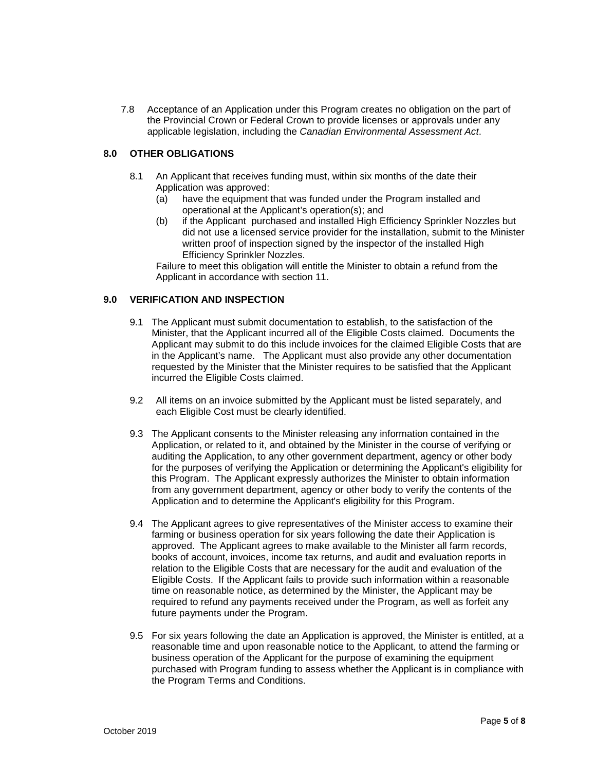7.8 Acceptance of an Application under this Program creates no obligation on the part of the Provincial Crown or Federal Crown to provide licenses or approvals under any applicable legislation, including the *Canadian Environmental Assessment Act*.

## 8.0 OTHER OBLIGATIONS

8.1 An Applicant that receives funding must, within six months of the date their Application was approved:

(a) have the equipment that was funded under the Program installed and operational at the Applicant's operation(s); and

(b) if the Applicant purchased and installed High Efficiency Sprinkler Nozzles but did not use a licensed service provider for the installation, submit to the Minister written proof of inspection signed by the inspector of the installed High Efficiency Sprinkler Nozzles.

Failure to meet this obligation will entitle the Minister to obtain a refund from the Applicant in accordance with section 11.

## 9.0 VERIFICATION AND INSPECTION

9.1 The Applicant must submit documentation to establish, to the satisfaction of the Minister, that the Applicant incurred all of the Eligible Costs claimed. Documents the Applicant may submit to do this include invoices for the claimed Eligible Costs that are in the Applicant's name. The Applicant must also provide any other documentation requested by the Minister that the Minister requires to be satisfied that the Applicant incurred the Eligible Costs claimed.

9.2 All items on an invoice submitted by the Applicant must be listed separately, and each Eligible Cost must be clearly identified.

9.3 The Applicant consents to the Minister releasing any information contained in the Application, or related to it, and obtained by the Minister in the course of verifying or auditing the Application, to any other government department, agency or other body for the purposes of verifying the Application or determining the Applicant's eligibility for this Program. The Applicant expressly authorizes the Minister to obtain information from any government department, agency or other body to verify the contents of the Application and to determine the Applicant's eligibility for this Program.

9.4 The Applicant agrees to give representatives of the Minister access to examine their farming or business operation for six years following the date their Application is approved. The Applicant agrees to make available to the Minister all farm records, books of account, invoices, income tax returns, and audit and evaluation reports in relation to the Eligible Costs that are necessary for the audit and evaluation of the Eligible Costs. If the Applicant fails to provide such information within a reasonable time on reasonable notice, as determined by the Minister, the Applicant may be required to refund any payments received under the Program, as well as forfeit any future payments under the Program.

9.5 For six years following the date an Application is approved, the Minister is entitled, at a reasonable time and upon reasonable notice to the Applicant, to attend the farming or business operation of the Applicant for the purpose of examining the equipment purchased with Program funding to assess whether the Applicant is in compliance with the Program Terms and Conditions.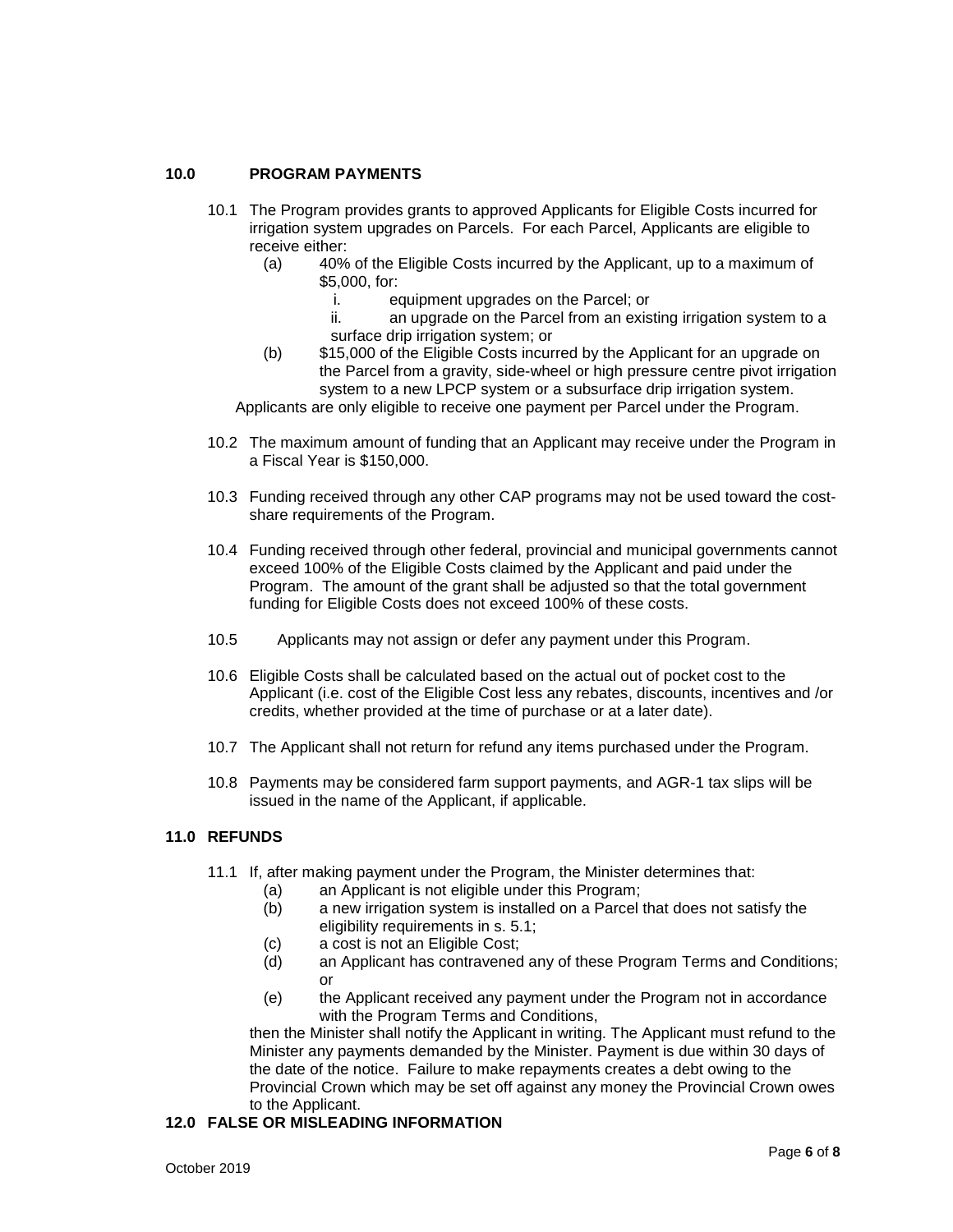## 10.0 PROGRAM PAYMENTS

10.1 The Program provides grants to approved Applicants for Eligible Costs incurred for irrigation system upgrades on Parcels. For each Parcel, Applicants are eligible to receive either:

(a) 40% of the Eligible Costs incurred by the Applicant, up to a maximum of $5,000, for:

i. equipment upgrades on the Parcel; or

ii. an upgrade on the Parcel from an existing irrigation system to a surface drip irrigation system; or

(b) $15,000 of the Eligible Costs incurred by the Applicant for an upgrade on the Parcel from a gravity, side-wheel or high pressure centre pivot irrigation system to a new LPCP system or a subsurface drip irrigation system.

Applicants are only eligible to receive one payment per Parcel under the Program.

10.2 The maximum amount of funding that an Applicant may receive under the Program in a Fiscal Year is $150,000.

10.3 Funding received through any other CAP programs may not be used toward the cost-share requirements of the Program.

10.4 Funding received through other federal, provincial and municipal governments cannot exceed 100% of the Eligible Costs claimed by the Applicant and paid under the Program. The amount of the grant shall be adjusted so that the total government funding for Eligible Costs does not exceed 100% of these costs.

10.5 Applicants may not assign or defer any payment under this Program.

10.6 Eligible Costs shall be calculated based on the actual out of pocket cost to the Applicant (i.e. cost of the Eligible Cost less any rebates, discounts, incentives and /or credits, whether provided at the time of purchase or at a later date).

10.7 The Applicant shall not return for refund any items purchased under the Program.

10.8 Payments may be considered farm support payments, and AGR-1 tax slips will be issued in the name of the Applicant, if applicable.

## 11.0 REFUNDS

11.1 If, after making payment under the Program, the Minister determines that:

(a) an Applicant is not eligible under this Program;

(b) a new irrigation system is installed on a Parcel that does not satisfy the eligibility requirements in s. 5.1;

(c) a cost is not an Eligible Cost;

(d) an Applicant has contravened any of these Program Terms and Conditions; or

(e) the Applicant received any payment under the Program not in accordance with the Program Terms and Conditions,

then the Minister shall notify the Applicant in writing. The Applicant must refund to the Minister any payments demanded by the Minister. Payment is due within 30 days of the date of the notice. Failure to make repayments creates a debt owing to the Provincial Crown which may be set off against any money the Provincial Crown owes to the Applicant.

## 12.0 FALSE OR MISLEADING INFORMATION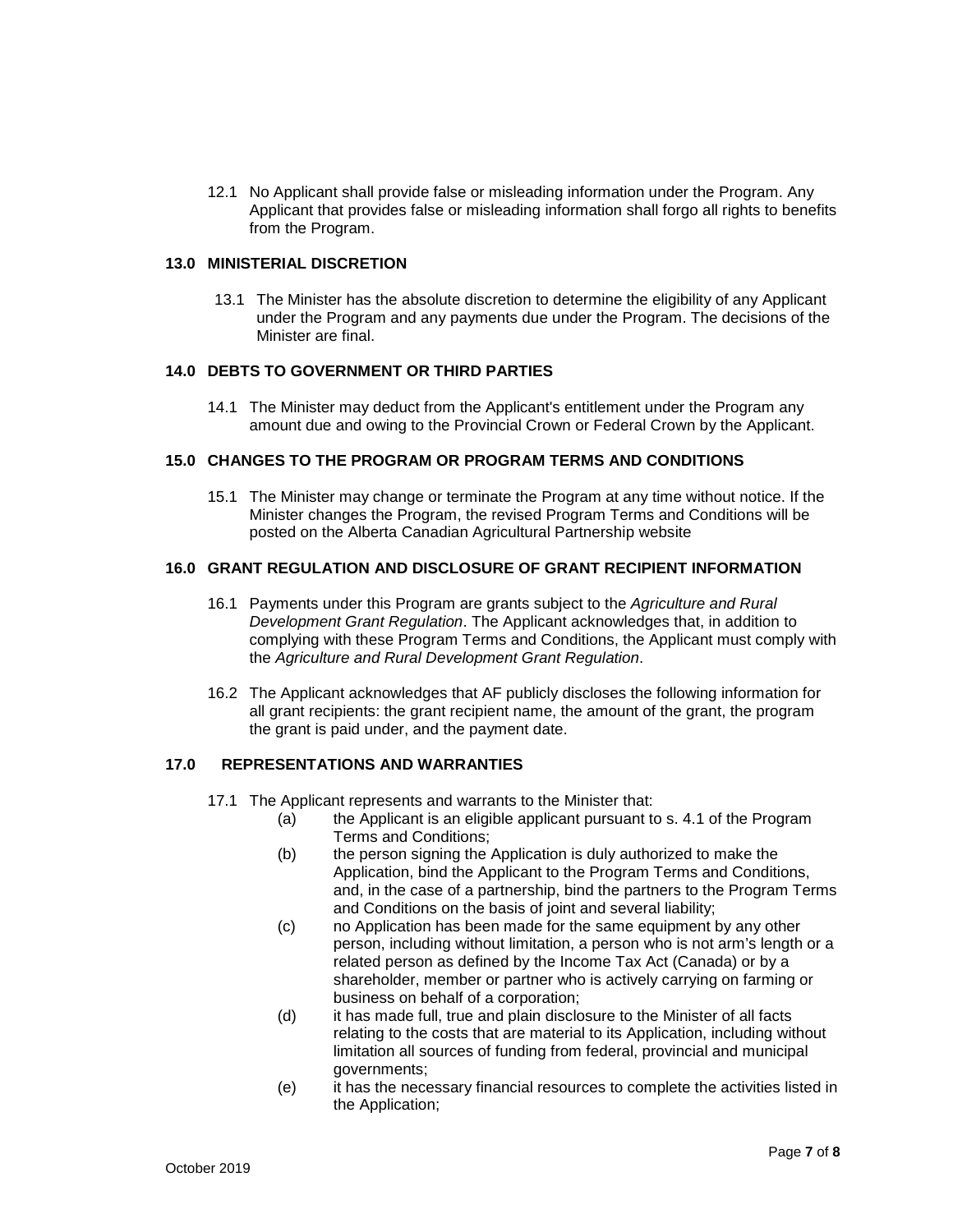12.1 No Applicant shall provide false or misleading information under the Program. Any Applicant that provides false or misleading information shall forgo all rights to benefits from the Program.

## 13.0 MINISTERIAL DISCRETION

13.1 The Minister has the absolute discretion to determine the eligibility of any Applicant under the Program and any payments due under the Program. The decisions of the Minister are final.

## 14.0 DEBTS TO GOVERNMENT OR THIRD PARTIES

14.1 The Minister may deduct from the Applicant's entitlement under the Program any amount due and owing to the Provincial Crown or Federal Crown by the Applicant.

## 15.0 CHANGES TO THE PROGRAM OR PROGRAM TERMS AND CONDITIONS

15.1 The Minister may change or terminate the Program at any time without notice. If the Minister changes the Program, the revised Program Terms and Conditions will be posted on the Alberta Canadian Agricultural Partnership website

## 16.0 GRANT REGULATION AND DISCLOSURE OF GRANT RECIPIENT INFORMATION

16.1 Payments under this Program are grants subject to the *Agriculture and Rural Development Grant Regulation*. The Applicant acknowledges that, in addition to complying with these Program Terms and Conditions, the Applicant must comply with the *Agriculture and Rural Development Grant Regulation*.

16.2 The Applicant acknowledges that AF publicly discloses the following information for all grant recipients: the grant recipient name, the amount of the grant, the program the grant is paid under, and the payment date.

## 17.0 REPRESENTATIONS AND WARRANTIES

17.1 The Applicant represents and warrants to the Minister that:

- (a) the Applicant is an eligible applicant pursuant to s. 4.1 of the Program Terms and Conditions;
- (b) the person signing the Application is duly authorized to make the Application, bind the Applicant to the Program Terms and Conditions, and, in the case of a partnership, bind the partners to the Program Terms and Conditions on the basis of joint and several liability;
- (c) no Application has been made for the same equipment by any other person, including without limitation, a person who is not arm's length or a related person as defined by the Income Tax Act (Canada) or by a shareholder, member or partner who is actively carrying on farming or business on behalf of a corporation;
- (d) it has made full, true and plain disclosure to the Minister of all facts relating to the costs that are material to its Application, including without limitation all sources of funding from federal, provincial and municipal governments;
- (e) it has the necessary financial resources to complete the activities listed in the Application;

October 2019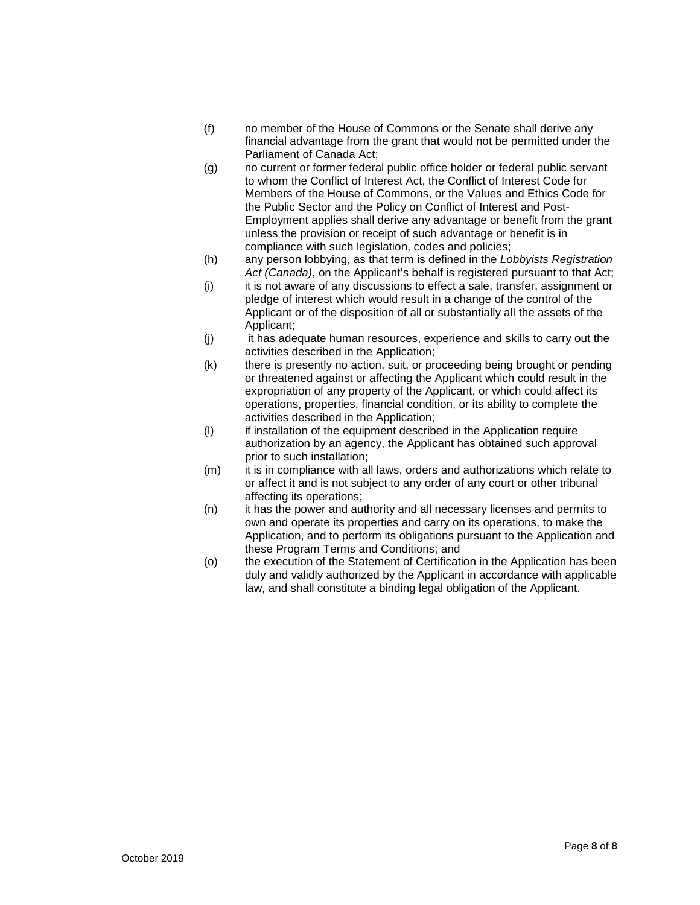(f) no member of the House of Commons or the Senate shall derive any financial advantage from the grant that would not be permitted under the Parliament of Canada Act;

(g) no current or former federal public office holder or federal public servant to whom the Conflict of Interest Act, the Conflict of Interest Code for Members of the House of Commons, or the Values and Ethics Code for the Public Sector and the Policy on Conflict of Interest and Post-Employment applies shall derive any advantage or benefit from the grant unless the provision or receipt of such advantage or benefit is in compliance with such legislation, codes and policies;

(h) any person lobbying, as that term is defined in the *Lobbyists Registration Act (Canada)*, on the Applicant's behalf is registered pursuant to that Act;

(i) it is not aware of any discussions to effect a sale, transfer, assignment or pledge of interest which would result in a change of the control of the Applicant or of the disposition of all or substantially all the assets of the Applicant;

(j) it has adequate human resources, experience and skills to carry out the activities described in the Application;

(k) there is presently no action, suit, or proceeding being brought or pending or threatened against or affecting the Applicant which could result in the expropriation of any property of the Applicant, or which could affect its operations, properties, financial condition, or its ability to complete the activities described in the Application;

(l) if installation of the equipment described in the Application require authorization by an agency, the Applicant has obtained such approval prior to such installation;

(m) it is in compliance with all laws, orders and authorizations which relate to or affect it and is not subject to any order of any court or other tribunal affecting its operations;

(n) it has the power and authority and all necessary licenses and permits to own and operate its properties and carry on its operations, to make the Application, and to perform its obligations pursuant to the Application and these Program Terms and Conditions; and

(o) the execution of the Statement of Certification in the Application has been duly and validly authorized by the Applicant in accordance with applicable law, and shall constitute a binding legal obligation of the Applicant.